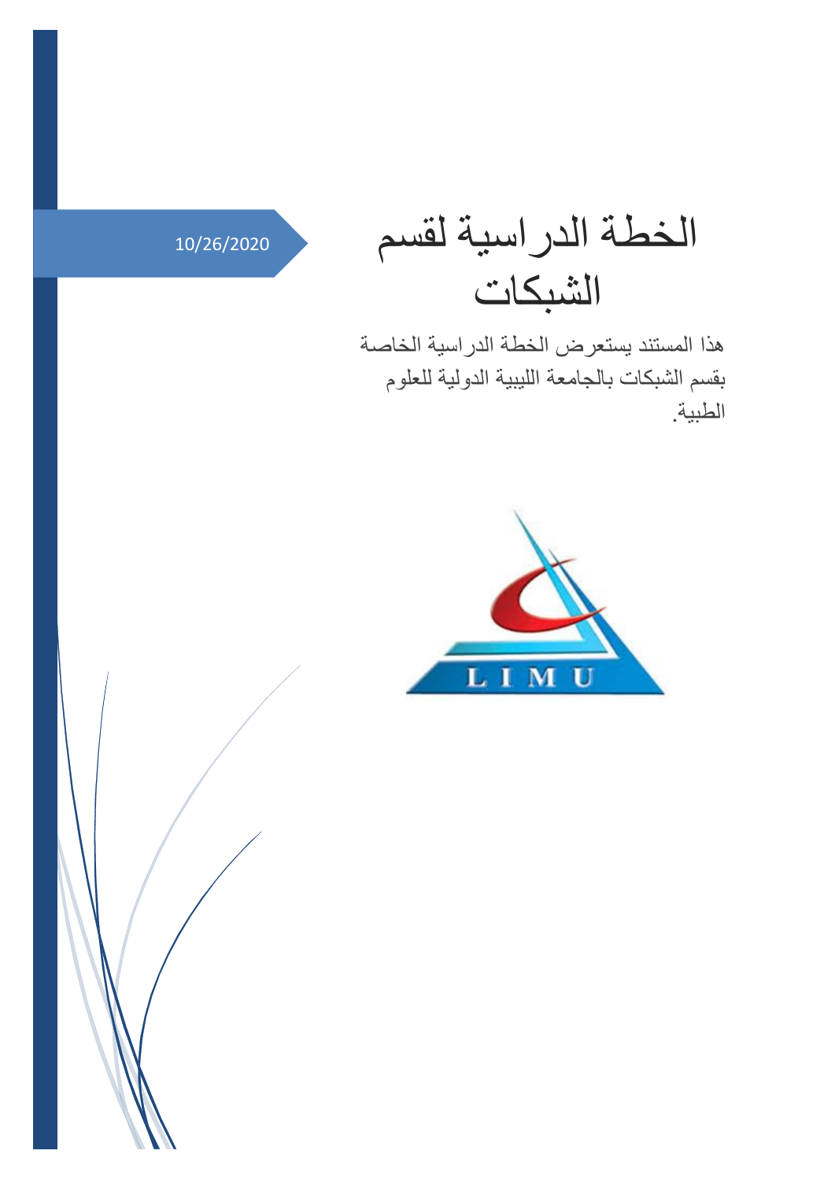10/26/2020

# الخطة الدراسية لقسم الشبكات

هذا المستند يستعرض الخطة الدراسية الخاصة بقسم الشبكات بالجامعة الليبية الدولية للعلوم الطبية.

LIMU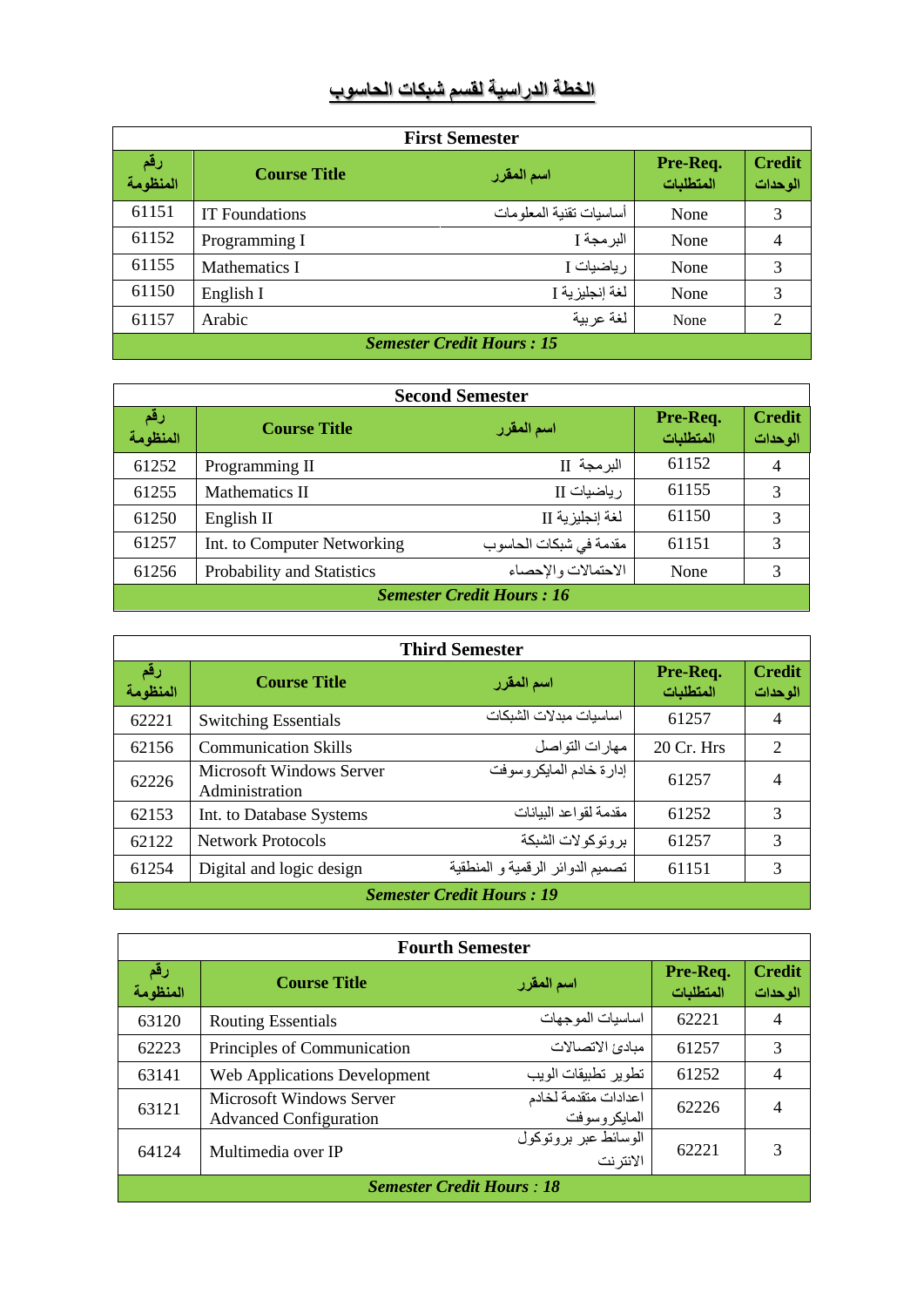# الخطة الدراسية لقسم شبكات الحاسوب

| First Semester | | | | |
|---|---|---|---|---|
| رقم المنظومة | Course Title | اسم المقرر | Pre-Req. المتطلبات | Credit الوحدات |
| 61151 | IT Foundations | أساسيات تقنية المعلومات | None | 3 |
| 61152 | Programming I | البرمجة I | None | 4 |
| 61155 | Mathematics I | رياضيات I | None | 3 |
| 61150 | English I | لغة إنجليزية I | None | 3 |
| 61157 | Arabic | لغة عربية | None | 2 |
| ***Semester Credit Hours : 15*** | | | | |

| Second Semester | | | | |
|---|---|---|---|---|
| رقم المنظومة | Course Title | اسم المقرر | Pre-Req. المتطلبات | Credit الوحدات |
| 61252 | Programming II | البرمجة II | 61152 | 4 |
| 61255 | Mathematics II | رياضيات II | 61155 | 3 |
| 61250 | English II | لغة إنجليزية II | 61150 | 3 |
| 61257 | Int. to Computer Networking | مقدمة في شبكات الحاسوب | 61151 | 3 |
| 61256 | Probability and Statistics | الاحتمالات والإحصاء | None | 3 |
| ***Semester Credit Hours : 16*** | | | | |

| Third Semester | | | | |
|---|---|---|---|---|
| رقم المنظومة | Course Title | اسم المقرر | Pre-Req. المتطلبات | Credit الوحدات |
| 62221 | Switching Essentials | اساسيات مبدلات الشبكات | 61257 | 4 |
| 62156 | Communication Skills | مهارات التواصل | 20 Cr. Hrs | 2 |
| 62226 | Microsoft Windows Server Administration | إدارة خادم المايكروسوفت | 61257 | 4 |
| 62153 | Int. to Database Systems | مقدمة لقواعد البيانات | 61252 | 3 |
| 62122 | Network Protocols | بروتوكولات الشبكة | 61257 | 3 |
| 61254 | Digital and logic design | تصميم الدوائر الرقمية و المنطقية | 61151 | 3 |
| ***Semester Credit Hours : 19*** | | | | |

| Fourth Semester | | | | |
|---|---|---|---|---|
| رقم المنظومة | Course Title | اسم المقرر | Pre-Req. المتطلبات | Credit الوحدات |
| 63120 | Routing Essentials | اساسيات الموجهات | 62221 | 4 |
| 62223 | Principles of Communication | مبادئ الاتصالات | 61257 | 3 |
| 63141 | Web Applications Development | تطوير تطبيقات الويب | 61252 | 4 |
| 63121 | Microsoft Windows Server Advanced Configuration | اعدادات متقدمة لخادم المايكروسوفت | 62226 | 4 |
| 64124 | Multimedia over IP | الوسائط عبر بروتوكول الانترنت | 62221 | 3 |
| ***Semester Credit Hours : 18*** | | | | |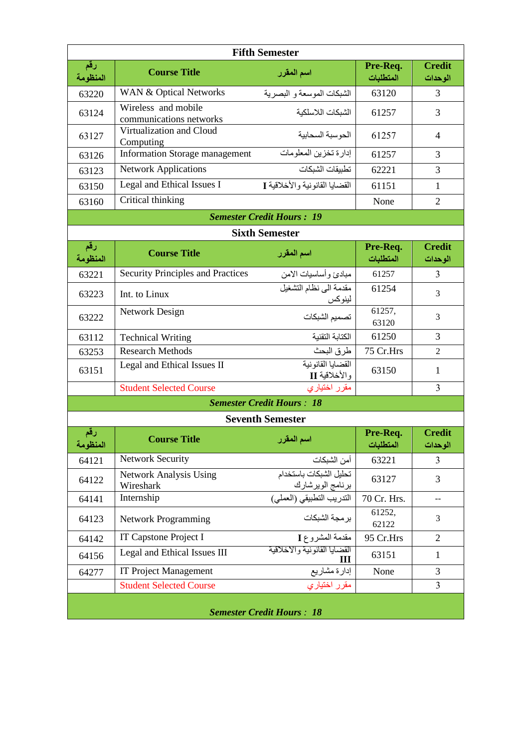| Fifth Semester | | | | |
|---|---|---|---|---|
| **رقم المنظومة** | **Course Title** | **اسم المقرر** | **Pre-Req. المتطلبات** | **Credit الوحدات** |
| 63220 | WAN & Optical Networks | الشبكات الموسعة و البصرية | 63120 | 3 |
| 63124 | Wireless and mobile communications networks | الشبكات اللاسلكية | 61257 | 3 |
| 63127 | Virtualization and Cloud Computing | الحوسبة السحابية | 61257 | 4 |
| 63126 | Information Storage management | إدارة تخزين المعلومات | 61257 | 3 |
| 63123 | Network Applications | تطبيقات الشبكات | 62221 | 3 |
| 63150 | Legal and Ethical Issues I | القضايا القانونية والأخلاقية **I** | 61151 | 1 |
| 63160 | Critical thinking | | None | 2 |
| ***Semester Credit Hours : 19*** | | | | |

| Sixth Semester | | | | |
|---|---|---|---|---|
| **رقم المنظومة** | **Course Title** | **اسم المقرر** | **Pre-Req. المتطلبات** | **Credit الوحدات** |
| 63221 | Security Principles and Practices | مبادئ وأساسيات الامن | 61257 | 3 |
| 63223 | Int. to Linux | مقدمة الى نظام التشغيل لينوكس | 61254 | 3 |
| 63222 | Network Design | تصميم الشبكات | 61257, 63120 | 3 |
| 63112 | Technical Writing | الكتابة التقنية | 61250 | 3 |
| 63253 | Research Methods | طرق البحث | 75 Cr.Hrs | 2 |
| 63151 | Legal and Ethical Issues II | القضايا القانونية والأخلاقية **II** | 63150 | 1 |
| | Student Selected Course | مقرر اختياري | | 3 |
| ***Semester Credit Hours : 18*** | | | | |

| Seventh Semester | | | | |
|---|---|---|---|---|
| **رقم المنظومة** | **Course Title** | **اسم المقرر** | **Pre-Req. المتطلبات** | **Credit الوحدات** |
| 64121 | Network Security | أمن الشبكات | 63221 | 3 |
| 64122 | Network Analysis Using Wireshark | تحليل الشبكات باستخدام برنامج الويرشارك | 63127 | 3 |
| 64141 | Internship | التدريب التطبيقي (العملي) | 70 Cr. Hrs. | -- |
| 64123 | Network Programming | برمجة الشبكات | 61252, 62122 | 3 |
| 64142 | IT Capstone Project I | مقدمة المشروع **I** | 95 Cr.Hrs | 2 |
| 64156 | Legal and Ethical Issues III | القضايا القانونية والاخلاقية **III** | 63151 | 1 |
| 64277 | IT Project Management | إدارة مشاريع | None | 3 |
| | Student Selected Course | مقرر اختياري | | 3 |
| ***Semester Credit Hours : 18*** | | | | |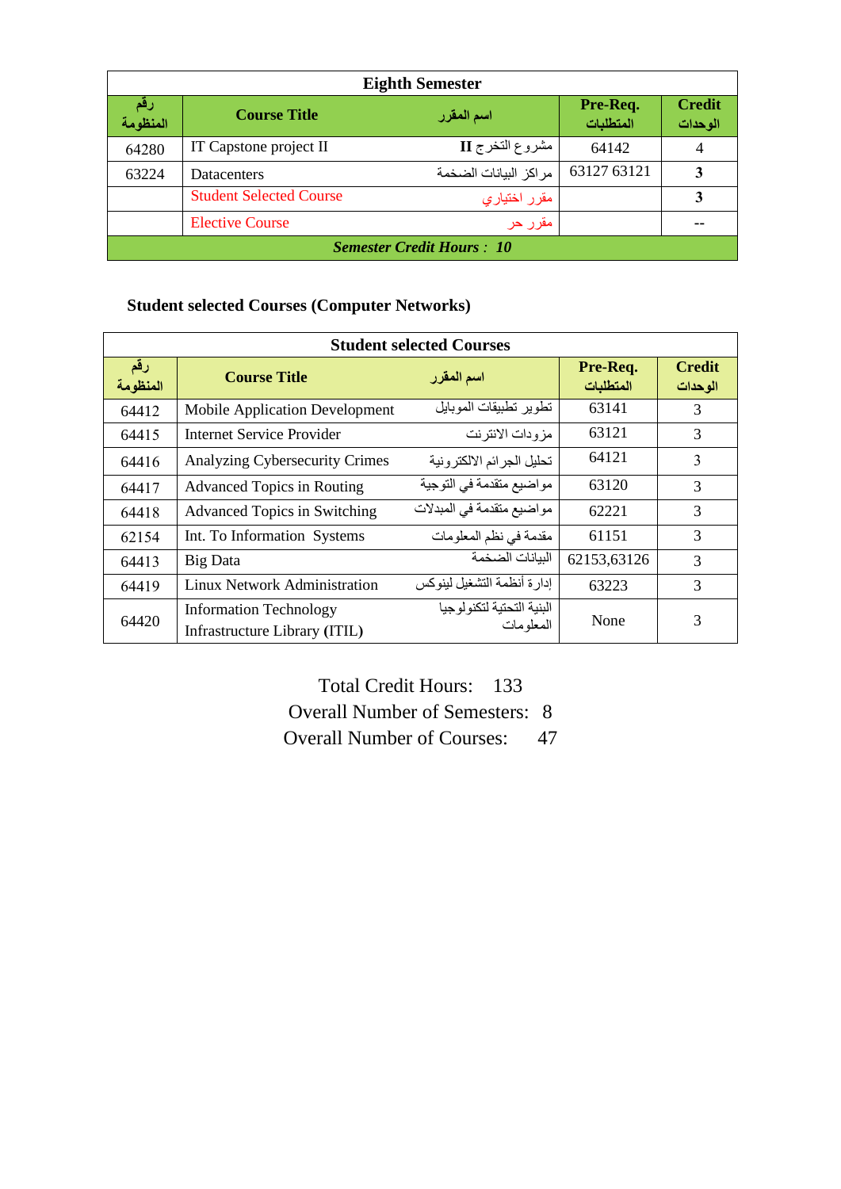| Eighth Semester | | | | | |
|---|---|---|---|---|---|
| رقم المنظومة | Course Title | اسم المقرر | Pre-Req. المتطلبات | Credit الوحدات |
| 64280 | IT Capstone project II | مشروع التخرج II | 64142 | 4 |
| 63224 | Datacenters | مراكز البيانات الضخمة | 63127 63121 | 3 |
| | Student Selected Course | مقرر اختياري | | 3 |
| | Elective Course | مقرر حر | | -- |
| ***Semester Credit Hours : 10*** | | | | |

**Student selected Courses (Computer Networks)**

| Student selected Courses | | | | |
|---|---|---|---|---|
| رقم المنظومة | Course Title | اسم المقرر | Pre-Req. المتطلبات | Credit الوحدات |
| 64412 | Mobile Application Development | تطوير تطبيقات الموبايل | 63141 | 3 |
| 64415 | Internet Service Provider | مزودات الانترنت | 63121 | 3 |
| 64416 | Analyzing Cybersecurity Crimes | تحليل الجرائم الالكترونية | 64121 | 3 |
| 64417 | Advanced Topics in Routing | مواضيع متقدمة في التوجية | 63120 | 3 |
| 64418 | Advanced Topics in Switching | مواضيع متقدمة في المبدلات | 62221 | 3 |
| 62154 | Int. To Information Systems | مقدمة في نظم المعلومات | 61151 | 3 |
| 64413 | Big Data | البيانات الضخمة | 62153,63126 | 3 |
| 64419 | Linux Network Administration | إدارة أنظمة التشغيل لينوكس | 63223 | 3 |
| 64420 | Information Technology Infrastructure Library (ITIL) | البنية التحتية لتكنولوجيا المعلومات | None | 3 |

Total Credit Hours: 133
Overall Number of Semesters: 8
Overall Number of Courses: 47